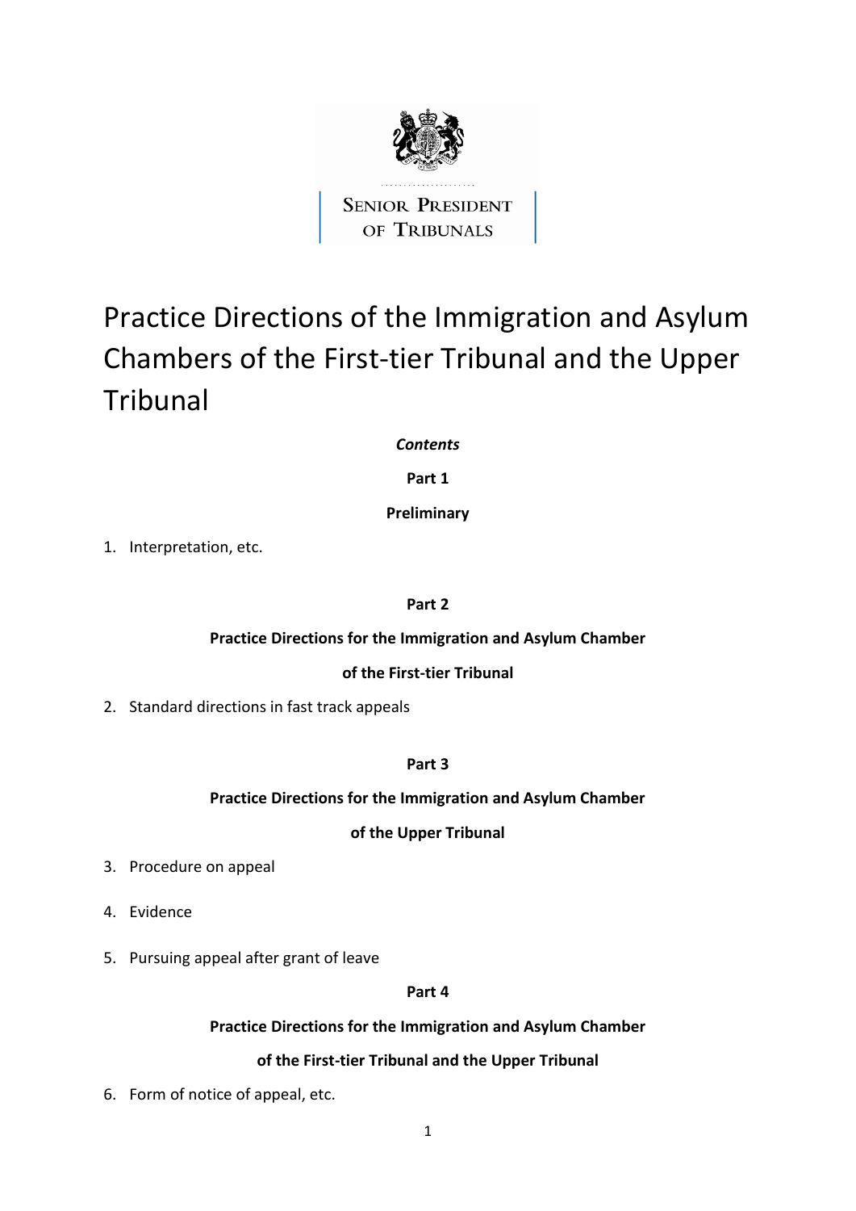SENIOR PRESIDENT OF TRIBUNALS

# Practice Directions of the Immigration and Asylum Chambers of the First-tier Tribunal and the Upper Tribunal

***Contents***

**Part 1**

**Preliminary**

1. Interpretation, etc.

**Part 2**

**Practice Directions for the Immigration and Asylum Chamber**

**of the First-tier Tribunal**

2. Standard directions in fast track appeals

**Part 3**

**Practice Directions for the Immigration and Asylum Chamber**

**of the Upper Tribunal**

3. Procedure on appeal
4. Evidence
5. Pursuing appeal after grant of leave

**Part 4**

**Practice Directions for the Immigration and Asylum Chamber**

**of the First-tier Tribunal and the Upper Tribunal**

6. Form of notice of appeal, etc.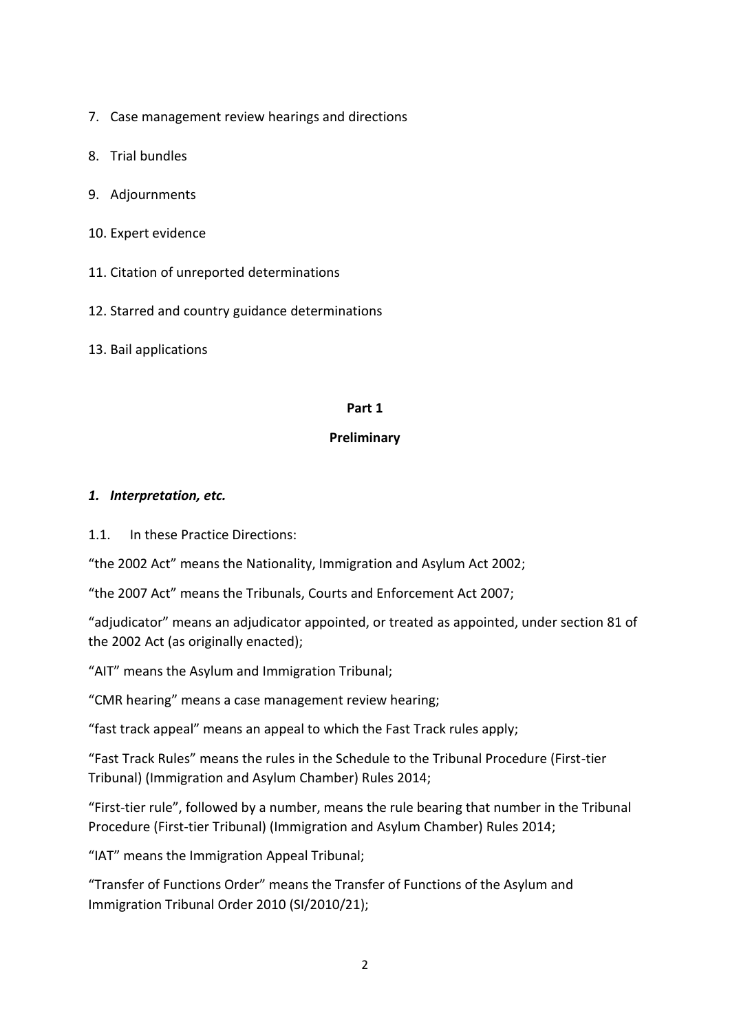7. Case management review hearings and directions
8. Trial bundles
9. Adjournments
10. Expert evidence
11. Citation of unreported determinations
12. Starred and country guidance determinations
13. Bail applications

## Part 1

## Preliminary

### *1. Interpretation, etc.*

1.1. In these Practice Directions:

"the 2002 Act" means the Nationality, Immigration and Asylum Act 2002;

"the 2007 Act" means the Tribunals, Courts and Enforcement Act 2007;

"adjudicator" means an adjudicator appointed, or treated as appointed, under section 81 of the 2002 Act (as originally enacted);

"AIT" means the Asylum and Immigration Tribunal;

"CMR hearing" means a case management review hearing;

"fast track appeal" means an appeal to which the Fast Track rules apply;

"Fast Track Rules" means the rules in the Schedule to the Tribunal Procedure (First-tier Tribunal) (Immigration and Asylum Chamber) Rules 2014;

"First-tier rule", followed by a number, means the rule bearing that number in the Tribunal Procedure (First-tier Tribunal) (Immigration and Asylum Chamber) Rules 2014;

"IAT" means the Immigration Appeal Tribunal;

"Transfer of Functions Order" means the Transfer of Functions of the Asylum and Immigration Tribunal Order 2010 (SI/2010/21);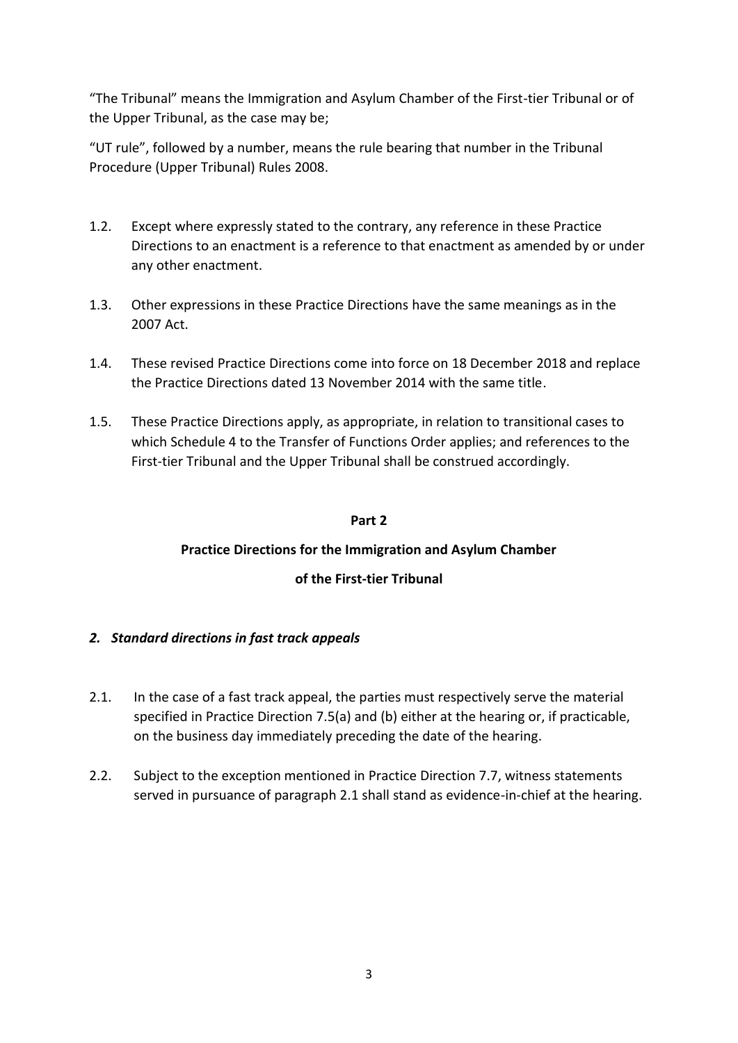"The Tribunal" means the Immigration and Asylum Chamber of the First-tier Tribunal or of the Upper Tribunal, as the case may be;

"UT rule", followed by a number, means the rule bearing that number in the Tribunal Procedure (Upper Tribunal) Rules 2008.

1.2. Except where expressly stated to the contrary, any reference in these Practice Directions to an enactment is a reference to that enactment as amended by or under any other enactment.

1.3. Other expressions in these Practice Directions have the same meanings as in the 2007 Act.

1.4. These revised Practice Directions come into force on 18 December 2018 and replace the Practice Directions dated 13 November 2014 with the same title.

1.5. These Practice Directions apply, as appropriate, in relation to transitional cases to which Schedule 4 to the Transfer of Functions Order applies; and references to the First-tier Tribunal and the Upper Tribunal shall be construed accordingly.

## Part 2

## Practice Directions for the Immigration and Asylum Chamber of the First-tier Tribunal

### *2. Standard directions in fast track appeals*

2.1. In the case of a fast track appeal, the parties must respectively serve the material specified in Practice Direction 7.5(a) and (b) either at the hearing or, if practicable, on the business day immediately preceding the date of the hearing.

2.2. Subject to the exception mentioned in Practice Direction 7.7, witness statements served in pursuance of paragraph 2.1 shall stand as evidence-in-chief at the hearing.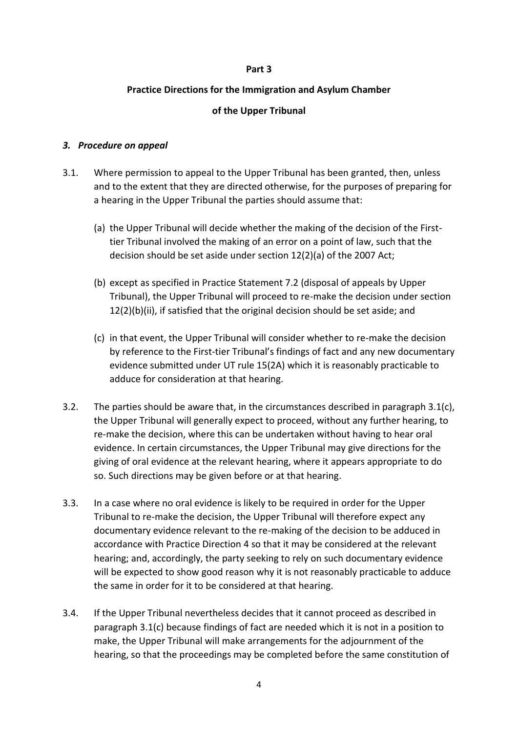**Part 3**

**Practice Directions for the Immigration and Asylum Chamber**

**of the Upper Tribunal**

### *3. Procedure on appeal*

3.1. Where permission to appeal to the Upper Tribunal has been granted, then, unless and to the extent that they are directed otherwise, for the purposes of preparing for a hearing in the Upper Tribunal the parties should assume that:

(a) the Upper Tribunal will decide whether the making of the decision of the First-tier Tribunal involved the making of an error on a point of law, such that the decision should be set aside under section 12(2)(a) of the 2007 Act;

(b) except as specified in Practice Statement 7.2 (disposal of appeals by Upper Tribunal), the Upper Tribunal will proceed to re-make the decision under section 12(2)(b)(ii), if satisfied that the original decision should be set aside; and

(c) in that event, the Upper Tribunal will consider whether to re-make the decision by reference to the First-tier Tribunal's findings of fact and any new documentary evidence submitted under UT rule 15(2A) which it is reasonably practicable to adduce for consideration at that hearing.

3.2. The parties should be aware that, in the circumstances described in paragraph 3.1(c), the Upper Tribunal will generally expect to proceed, without any further hearing, to re-make the decision, where this can be undertaken without having to hear oral evidence. In certain circumstances, the Upper Tribunal may give directions for the giving of oral evidence at the relevant hearing, where it appears appropriate to do so. Such directions may be given before or at that hearing.

3.3. In a case where no oral evidence is likely to be required in order for the Upper Tribunal to re-make the decision, the Upper Tribunal will therefore expect any documentary evidence relevant to the re-making of the decision to be adduced in accordance with Practice Direction 4 so that it may be considered at the relevant hearing; and, accordingly, the party seeking to rely on such documentary evidence will be expected to show good reason why it is not reasonably practicable to adduce the same in order for it to be considered at that hearing.

3.4. If the Upper Tribunal nevertheless decides that it cannot proceed as described in paragraph 3.1(c) because findings of fact are needed which it is not in a position to make, the Upper Tribunal will make arrangements for the adjournment of the hearing, so that the proceedings may be completed before the same constitution of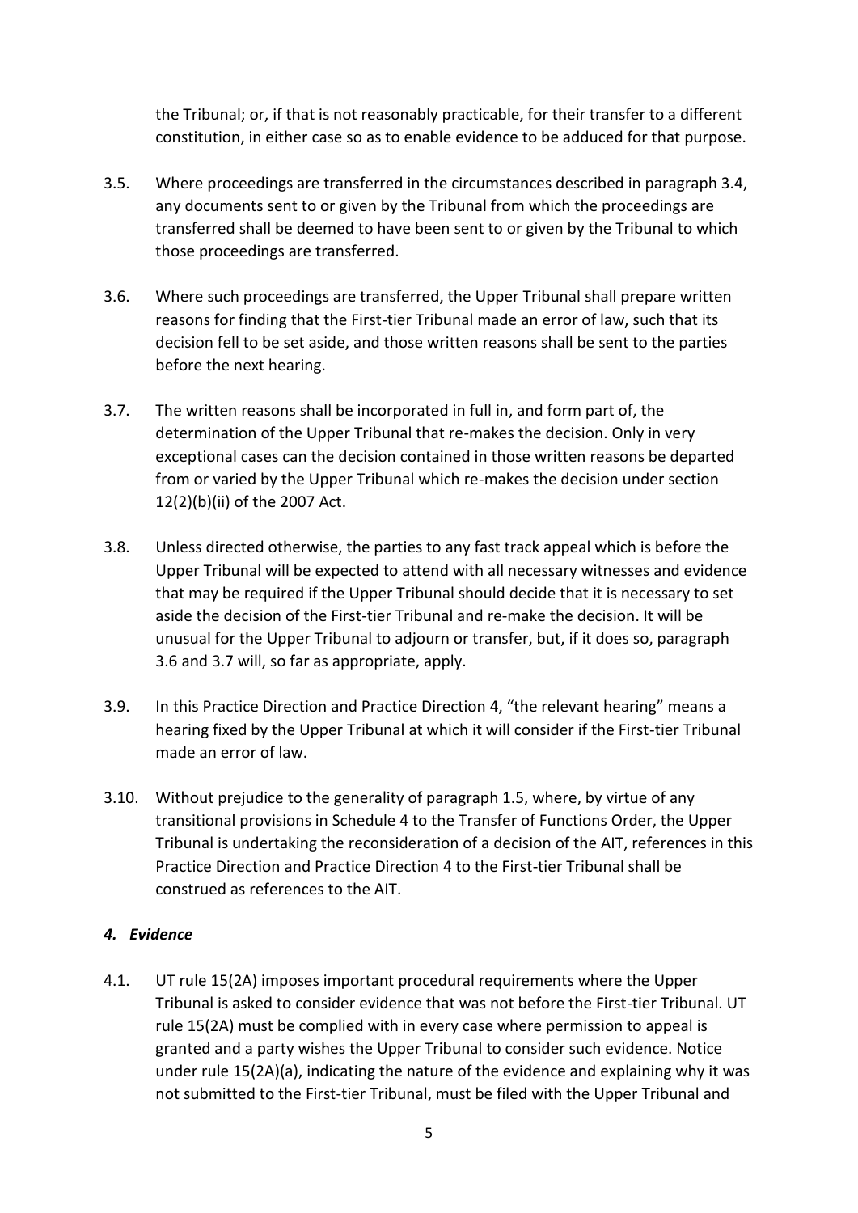the Tribunal; or, if that is not reasonably practicable, for their transfer to a different constitution, in either case so as to enable evidence to be adduced for that purpose.

3.5. Where proceedings are transferred in the circumstances described in paragraph 3.4, any documents sent to or given by the Tribunal from which the proceedings are transferred shall be deemed to have been sent to or given by the Tribunal to which those proceedings are transferred.

3.6. Where such proceedings are transferred, the Upper Tribunal shall prepare written reasons for finding that the First-tier Tribunal made an error of law, such that its decision fell to be set aside, and those written reasons shall be sent to the parties before the next hearing.

3.7. The written reasons shall be incorporated in full in, and form part of, the determination of the Upper Tribunal that re-makes the decision. Only in very exceptional cases can the decision contained in those written reasons be departed from or varied by the Upper Tribunal which re-makes the decision under section 12(2)(b)(ii) of the 2007 Act.

3.8. Unless directed otherwise, the parties to any fast track appeal which is before the Upper Tribunal will be expected to attend with all necessary witnesses and evidence that may be required if the Upper Tribunal should decide that it is necessary to set aside the decision of the First-tier Tribunal and re-make the decision. It will be unusual for the Upper Tribunal to adjourn or transfer, but, if it does so, paragraph 3.6 and 3.7 will, so far as appropriate, apply.

3.9. In this Practice Direction and Practice Direction 4, "the relevant hearing" means a hearing fixed by the Upper Tribunal at which it will consider if the First-tier Tribunal made an error of law.

3.10. Without prejudice to the generality of paragraph 1.5, where, by virtue of any transitional provisions in Schedule 4 to the Transfer of Functions Order, the Upper Tribunal is undertaking the reconsideration of a decision of the AIT, references in this Practice Direction and Practice Direction 4 to the First-tier Tribunal shall be construed as references to the AIT.

### *4. Evidence*

4.1. UT rule 15(2A) imposes important procedural requirements where the Upper Tribunal is asked to consider evidence that was not before the First-tier Tribunal. UT rule 15(2A) must be complied with in every case where permission to appeal is granted and a party wishes the Upper Tribunal to consider such evidence. Notice under rule 15(2A)(a), indicating the nature of the evidence and explaining why it was not submitted to the First-tier Tribunal, must be filed with the Upper Tribunal and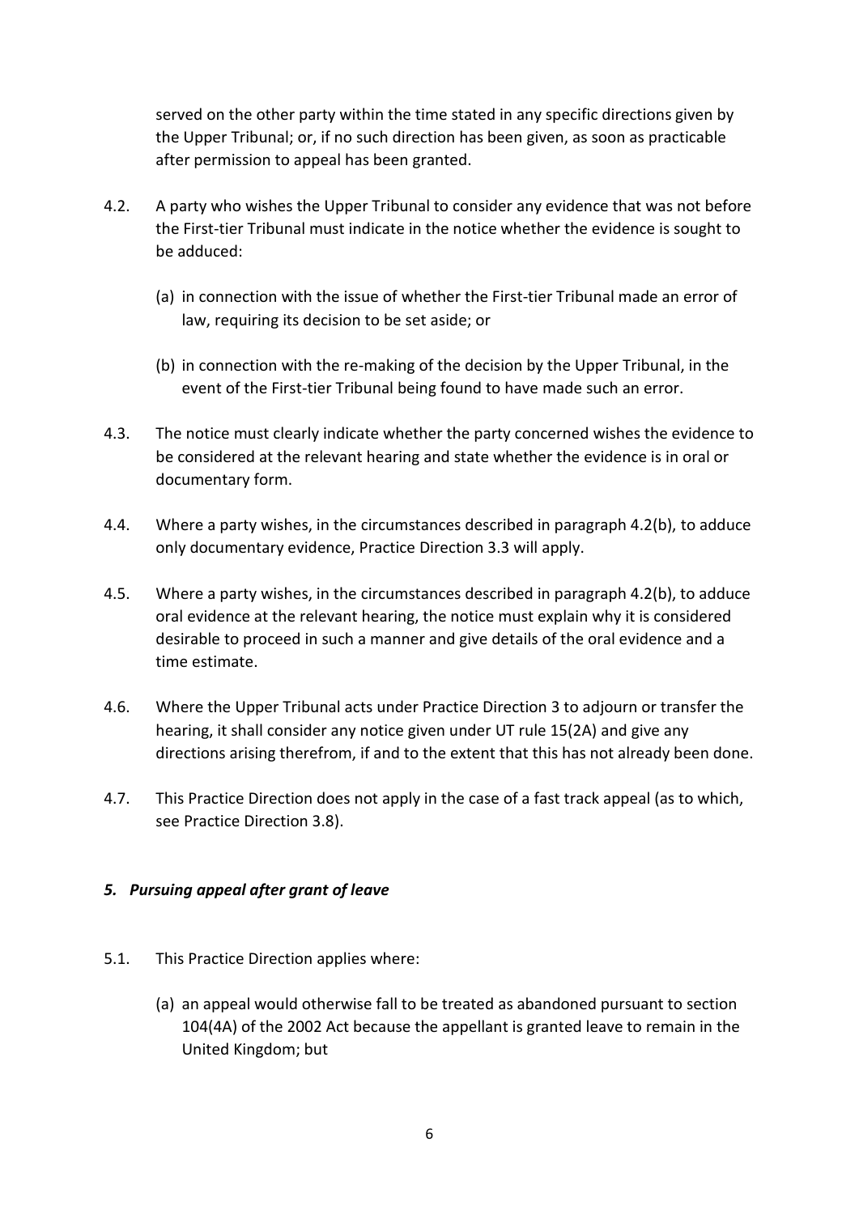served on the other party within the time stated in any specific directions given by the Upper Tribunal; or, if no such direction has been given, as soon as practicable after permission to appeal has been granted.

4.2. A party who wishes the Upper Tribunal to consider any evidence that was not before the First-tier Tribunal must indicate in the notice whether the evidence is sought to be adduced:

(a) in connection with the issue of whether the First-tier Tribunal made an error of law, requiring its decision to be set aside; or

(b) in connection with the re-making of the decision by the Upper Tribunal, in the event of the First-tier Tribunal being found to have made such an error.

4.3. The notice must clearly indicate whether the party concerned wishes the evidence to be considered at the relevant hearing and state whether the evidence is in oral or documentary form.

4.4. Where a party wishes, in the circumstances described in paragraph 4.2(b), to adduce only documentary evidence, Practice Direction 3.3 will apply.

4.5. Where a party wishes, in the circumstances described in paragraph 4.2(b), to adduce oral evidence at the relevant hearing, the notice must explain why it is considered desirable to proceed in such a manner and give details of the oral evidence and a time estimate.

4.6. Where the Upper Tribunal acts under Practice Direction 3 to adjourn or transfer the hearing, it shall consider any notice given under UT rule 15(2A) and give any directions arising therefrom, if and to the extent that this has not already been done.

4.7. This Practice Direction does not apply in the case of a fast track appeal (as to which, see Practice Direction 3.8).

## *5. Pursuing appeal after grant of leave*

5.1. This Practice Direction applies where:

(a) an appeal would otherwise fall to be treated as abandoned pursuant to section 104(4A) of the 2002 Act because the appellant is granted leave to remain in the United Kingdom; but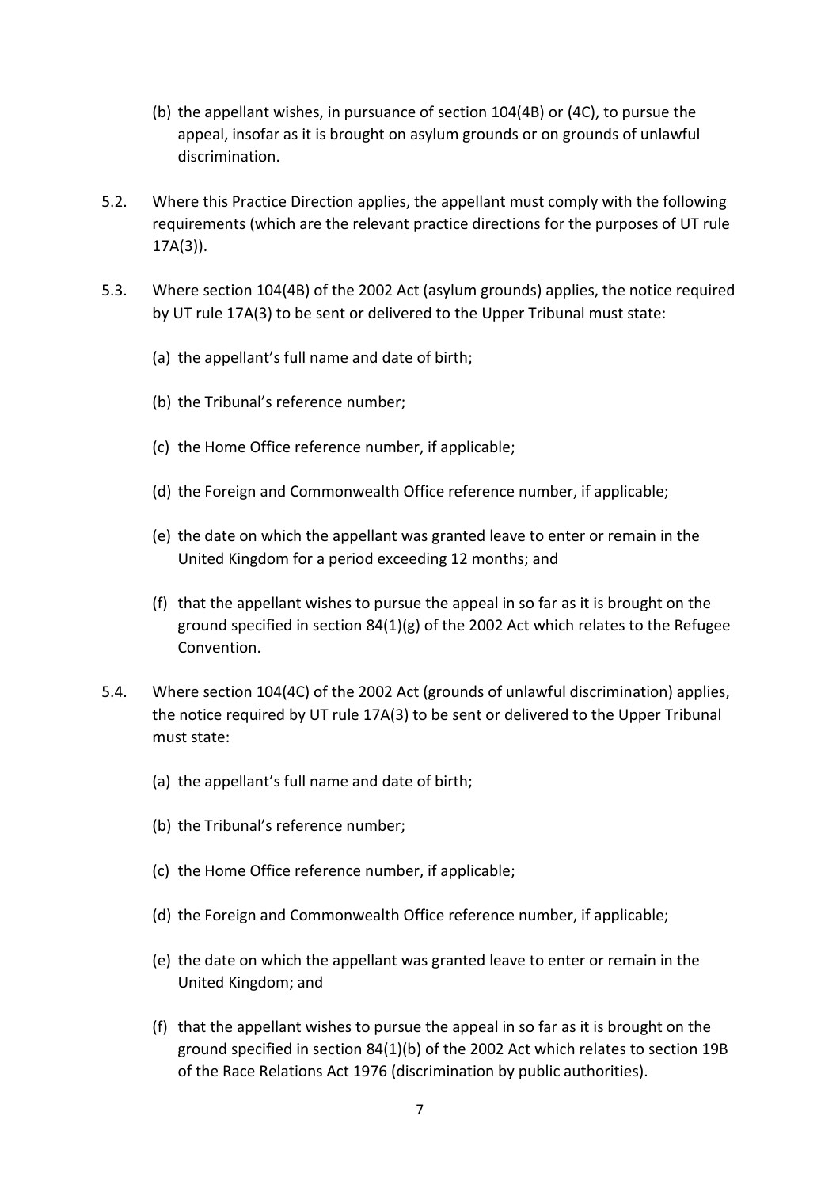(b) the appellant wishes, in pursuance of section 104(4B) or (4C), to pursue the appeal, insofar as it is brought on asylum grounds or on grounds of unlawful discrimination.

5.2. Where this Practice Direction applies, the appellant must comply with the following requirements (which are the relevant practice directions for the purposes of UT rule 17A(3)).

5.3. Where section 104(4B) of the 2002 Act (asylum grounds) applies, the notice required by UT rule 17A(3) to be sent or delivered to the Upper Tribunal must state:

(a) the appellant's full name and date of birth;

(b) the Tribunal's reference number;

(c) the Home Office reference number, if applicable;

(d) the Foreign and Commonwealth Office reference number, if applicable;

(e) the date on which the appellant was granted leave to enter or remain in the United Kingdom for a period exceeding 12 months; and

(f) that the appellant wishes to pursue the appeal in so far as it is brought on the ground specified in section 84(1)(g) of the 2002 Act which relates to the Refugee Convention.

5.4. Where section 104(4C) of the 2002 Act (grounds of unlawful discrimination) applies, the notice required by UT rule 17A(3) to be sent or delivered to the Upper Tribunal must state:

(a) the appellant's full name and date of birth;

(b) the Tribunal's reference number;

(c) the Home Office reference number, if applicable;

(d) the Foreign and Commonwealth Office reference number, if applicable;

(e) the date on which the appellant was granted leave to enter or remain in the United Kingdom; and

(f) that the appellant wishes to pursue the appeal in so far as it is brought on the ground specified in section 84(1)(b) of the 2002 Act which relates to section 19B of the Race Relations Act 1976 (discrimination by public authorities).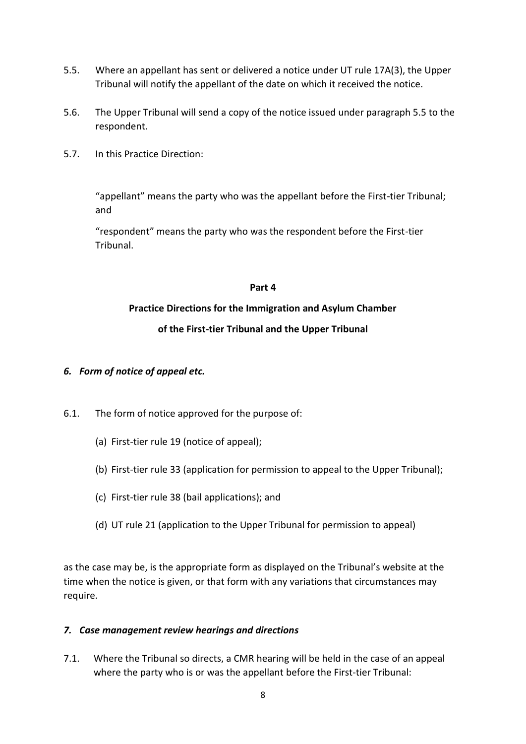5.5. Where an appellant has sent or delivered a notice under UT rule 17A(3), the Upper Tribunal will notify the appellant of the date on which it received the notice.

5.6. The Upper Tribunal will send a copy of the notice issued under paragraph 5.5 to the respondent.

5.7. In this Practice Direction:

> "appellant" means the party who was the appellant before the First-tier Tribunal; and
>
> "respondent" means the party who was the respondent before the First-tier Tribunal.

## Part 4

## Practice Directions for the Immigration and Asylum Chamber of the First-tier Tribunal and the Upper Tribunal

### *6. Form of notice of appeal etc.*

6.1. The form of notice approved for the purpose of:

- (a) First-tier rule 19 (notice of appeal);
- (b) First-tier rule 33 (application for permission to appeal to the Upper Tribunal);
- (c) First-tier rule 38 (bail applications); and
- (d) UT rule 21 (application to the Upper Tribunal for permission to appeal)

as the case may be, is the appropriate form as displayed on the Tribunal's website at the time when the notice is given, or that form with any variations that circumstances may require.

### *7. Case management review hearings and directions*

7.1. Where the Tribunal so directs, a CMR hearing will be held in the case of an appeal where the party who is or was the appellant before the First-tier Tribunal: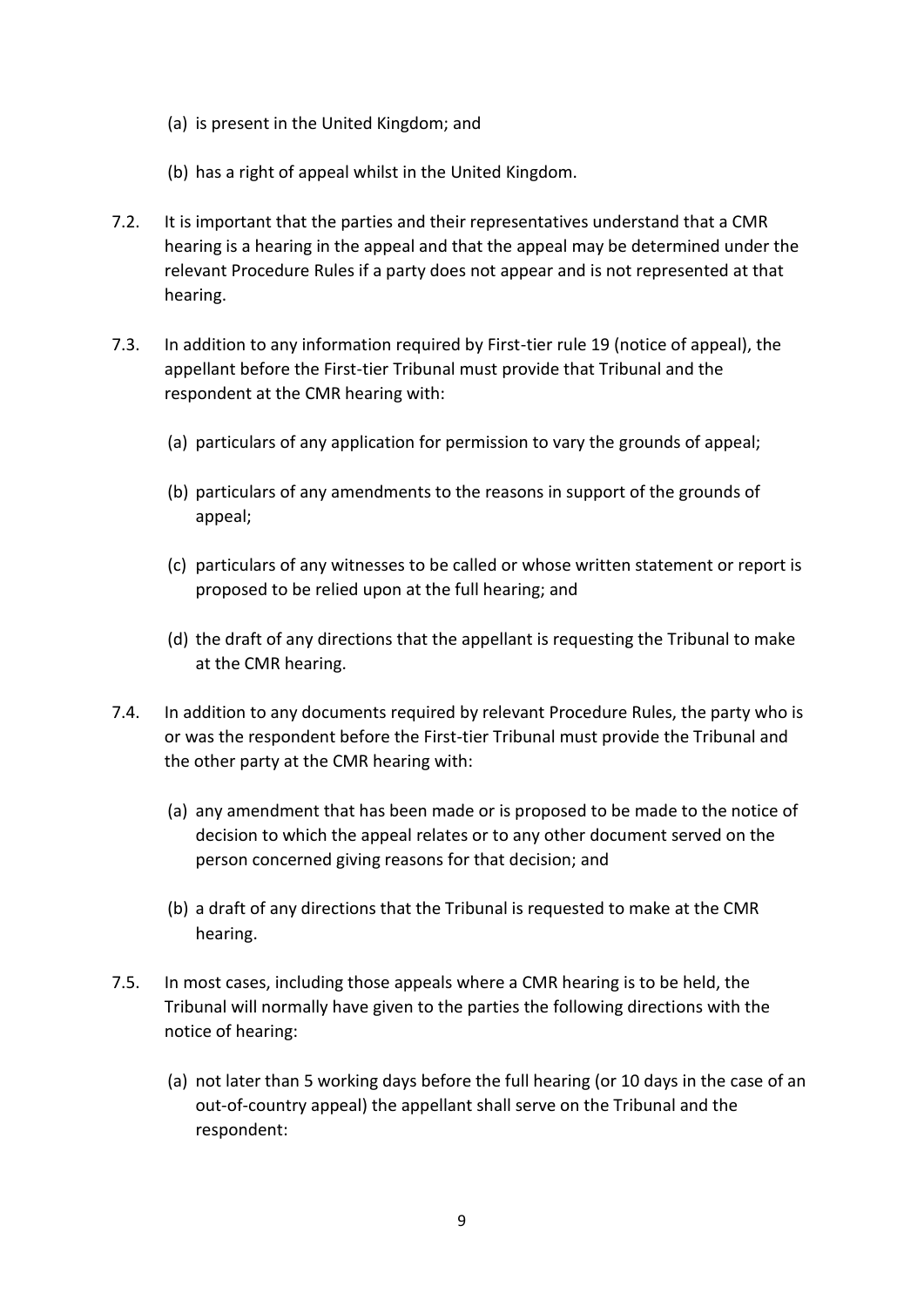(a) is present in the United Kingdom; and

(b) has a right of appeal whilst in the United Kingdom.

7.2. It is important that the parties and their representatives understand that a CMR hearing is a hearing in the appeal and that the appeal may be determined under the relevant Procedure Rules if a party does not appear and is not represented at that hearing.

7.3. In addition to any information required by First-tier rule 19 (notice of appeal), the appellant before the First-tier Tribunal must provide that Tribunal and the respondent at the CMR hearing with:

(a) particulars of any application for permission to vary the grounds of appeal;

(b) particulars of any amendments to the reasons in support of the grounds of appeal;

(c) particulars of any witnesses to be called or whose written statement or report is proposed to be relied upon at the full hearing; and

(d) the draft of any directions that the appellant is requesting the Tribunal to make at the CMR hearing.

7.4. In addition to any documents required by relevant Procedure Rules, the party who is or was the respondent before the First-tier Tribunal must provide the Tribunal and the other party at the CMR hearing with:

(a) any amendment that has been made or is proposed to be made to the notice of decision to which the appeal relates or to any other document served on the person concerned giving reasons for that decision; and

(b) a draft of any directions that the Tribunal is requested to make at the CMR hearing.

7.5. In most cases, including those appeals where a CMR hearing is to be held, the Tribunal will normally have given to the parties the following directions with the notice of hearing:

(a) not later than 5 working days before the full hearing (or 10 days in the case of an out-of-country appeal) the appellant shall serve on the Tribunal and the respondent: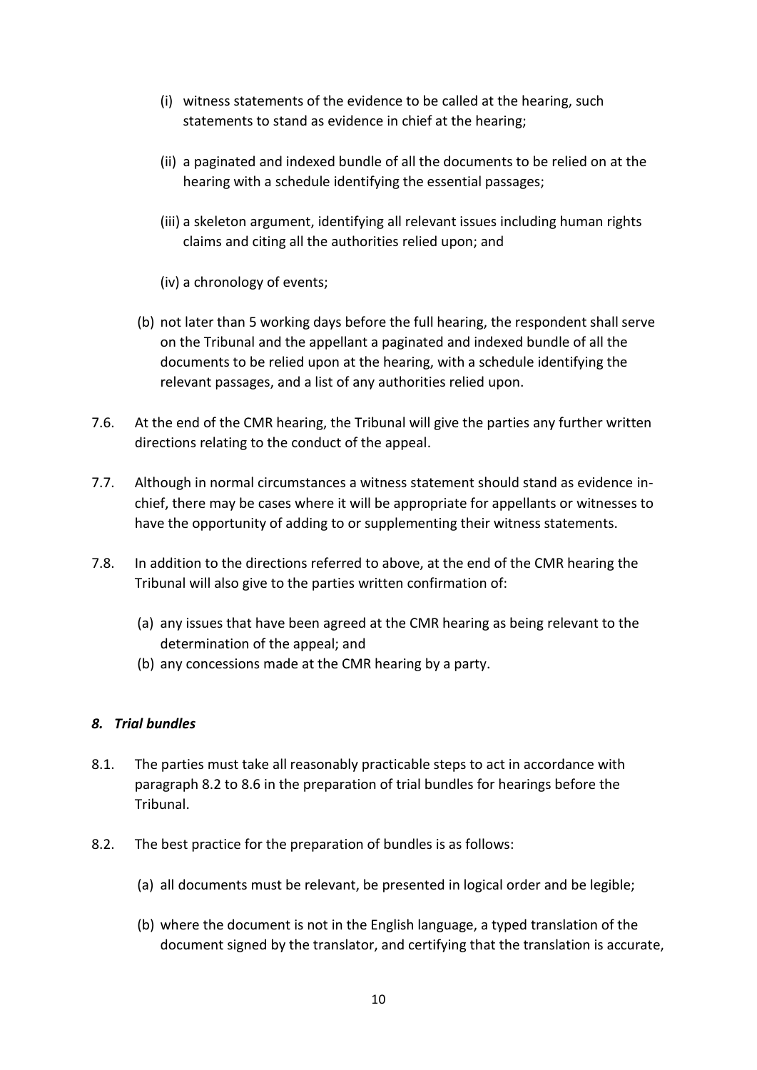(i) witness statements of the evidence to be called at the hearing, such statements to stand as evidence in chief at the hearing;

(ii) a paginated and indexed bundle of all the documents to be relied on at the hearing with a schedule identifying the essential passages;

(iii) a skeleton argument, identifying all relevant issues including human rights claims and citing all the authorities relied upon; and

(iv) a chronology of events;

(b) not later than 5 working days before the full hearing, the respondent shall serve on the Tribunal and the appellant a paginated and indexed bundle of all the documents to be relied upon at the hearing, with a schedule identifying the relevant passages, and a list of any authorities relied upon.

7.6. At the end of the CMR hearing, the Tribunal will give the parties any further written directions relating to the conduct of the appeal.

7.7. Although in normal circumstances a witness statement should stand as evidence in-chief, there may be cases where it will be appropriate for appellants or witnesses to have the opportunity of adding to or supplementing their witness statements.

7.8. In addition to the directions referred to above, at the end of the CMR hearing the Tribunal will also give to the parties written confirmation of:

(a) any issues that have been agreed at the CMR hearing as being relevant to the determination of the appeal; and
(b) any concessions made at the CMR hearing by a party.

### *8. Trial bundles*

8.1. The parties must take all reasonably practicable steps to act in accordance with paragraph 8.2 to 8.6 in the preparation of trial bundles for hearings before the Tribunal.

8.2. The best practice for the preparation of bundles is as follows:

(a) all documents must be relevant, be presented in logical order and be legible;

(b) where the document is not in the English language, a typed translation of the document signed by the translator, and certifying that the translation is accurate,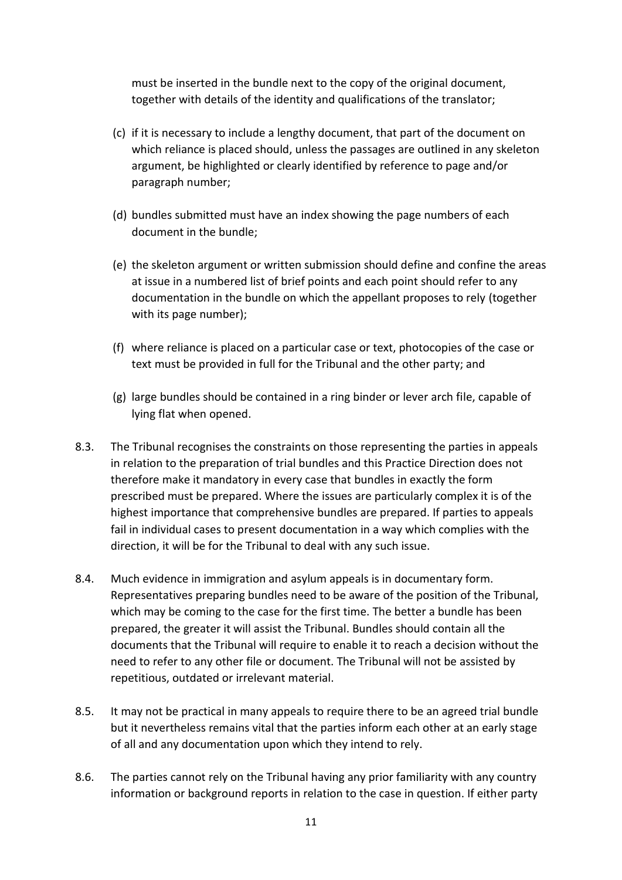must be inserted in the bundle next to the copy of the original document, together with details of the identity and qualifications of the translator;

(c) if it is necessary to include a lengthy document, that part of the document on which reliance is placed should, unless the passages are outlined in any skeleton argument, be highlighted or clearly identified by reference to page and/or paragraph number;

(d) bundles submitted must have an index showing the page numbers of each document in the bundle;

(e) the skeleton argument or written submission should define and confine the areas at issue in a numbered list of brief points and each point should refer to any documentation in the bundle on which the appellant proposes to rely (together with its page number);

(f) where reliance is placed on a particular case or text, photocopies of the case or text must be provided in full for the Tribunal and the other party; and

(g) large bundles should be contained in a ring binder or lever arch file, capable of lying flat when opened.

8.3. The Tribunal recognises the constraints on those representing the parties in appeals in relation to the preparation of trial bundles and this Practice Direction does not therefore make it mandatory in every case that bundles in exactly the form prescribed must be prepared. Where the issues are particularly complex it is of the highest importance that comprehensive bundles are prepared. If parties to appeals fail in individual cases to present documentation in a way which complies with the direction, it will be for the Tribunal to deal with any such issue.

8.4. Much evidence in immigration and asylum appeals is in documentary form. Representatives preparing bundles need to be aware of the position of the Tribunal, which may be coming to the case for the first time. The better a bundle has been prepared, the greater it will assist the Tribunal. Bundles should contain all the documents that the Tribunal will require to enable it to reach a decision without the need to refer to any other file or document. The Tribunal will not be assisted by repetitious, outdated or irrelevant material.

8.5. It may not be practical in many appeals to require there to be an agreed trial bundle but it nevertheless remains vital that the parties inform each other at an early stage of all and any documentation upon which they intend to rely.

8.6. The parties cannot rely on the Tribunal having any prior familiarity with any country information or background reports in relation to the case in question. If either party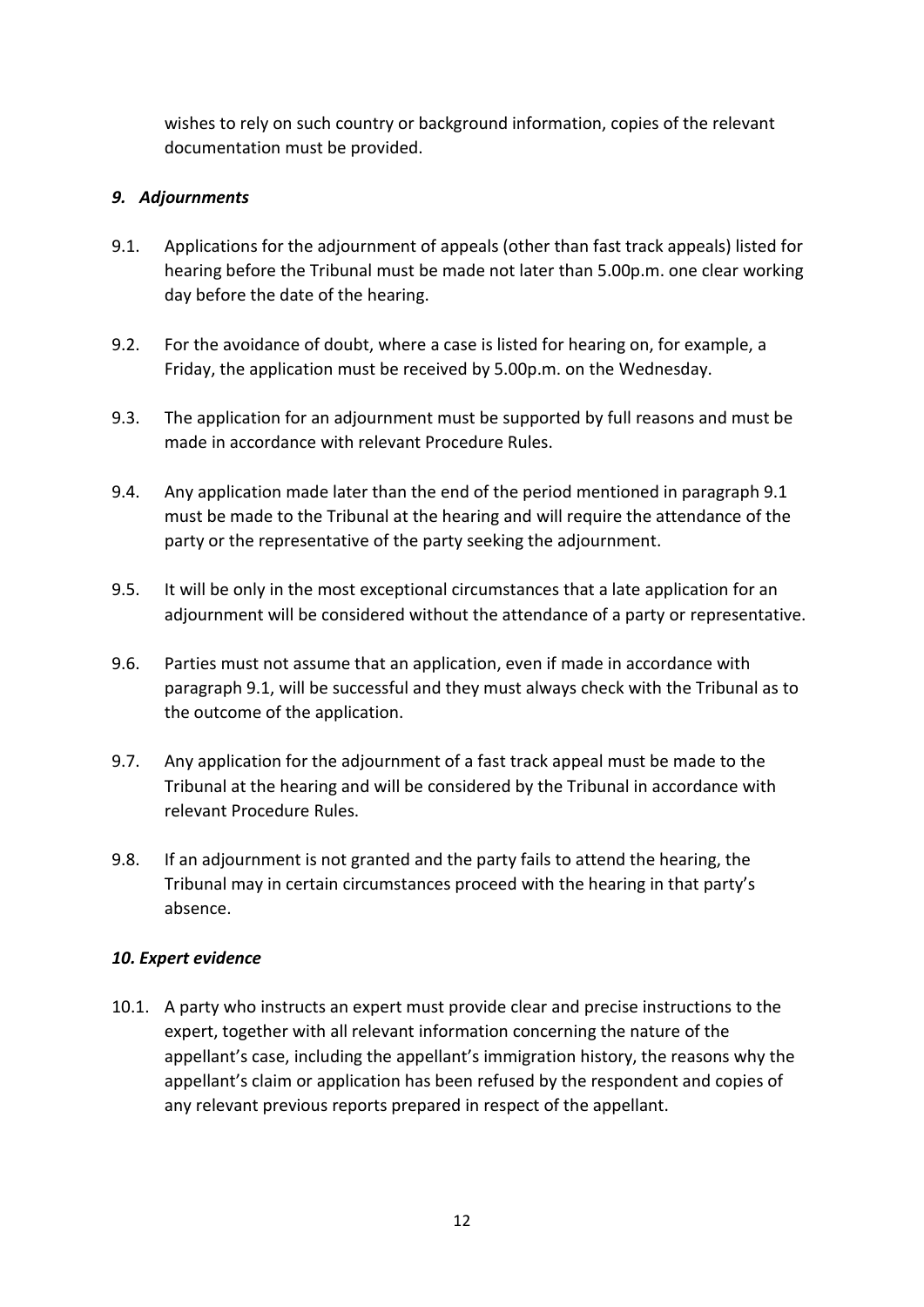wishes to rely on such country or background information, copies of the relevant documentation must be provided.

### *9. Adjournments*

9.1. Applications for the adjournment of appeals (other than fast track appeals) listed for hearing before the Tribunal must be made not later than 5.00p.m. one clear working day before the date of the hearing.

9.2. For the avoidance of doubt, where a case is listed for hearing on, for example, a Friday, the application must be received by 5.00p.m. on the Wednesday.

9.3. The application for an adjournment must be supported by full reasons and must be made in accordance with relevant Procedure Rules.

9.4. Any application made later than the end of the period mentioned in paragraph 9.1 must be made to the Tribunal at the hearing and will require the attendance of the party or the representative of the party seeking the adjournment.

9.5. It will be only in the most exceptional circumstances that a late application for an adjournment will be considered without the attendance of a party or representative.

9.6. Parties must not assume that an application, even if made in accordance with paragraph 9.1, will be successful and they must always check with the Tribunal as to the outcome of the application.

9.7. Any application for the adjournment of a fast track appeal must be made to the Tribunal at the hearing and will be considered by the Tribunal in accordance with relevant Procedure Rules.

9.8. If an adjournment is not granted and the party fails to attend the hearing, the Tribunal may in certain circumstances proceed with the hearing in that party's absence.

### *10. Expert evidence*

10.1. A party who instructs an expert must provide clear and precise instructions to the expert, together with all relevant information concerning the nature of the appellant's case, including the appellant's immigration history, the reasons why the appellant's claim or application has been refused by the respondent and copies of any relevant previous reports prepared in respect of the appellant.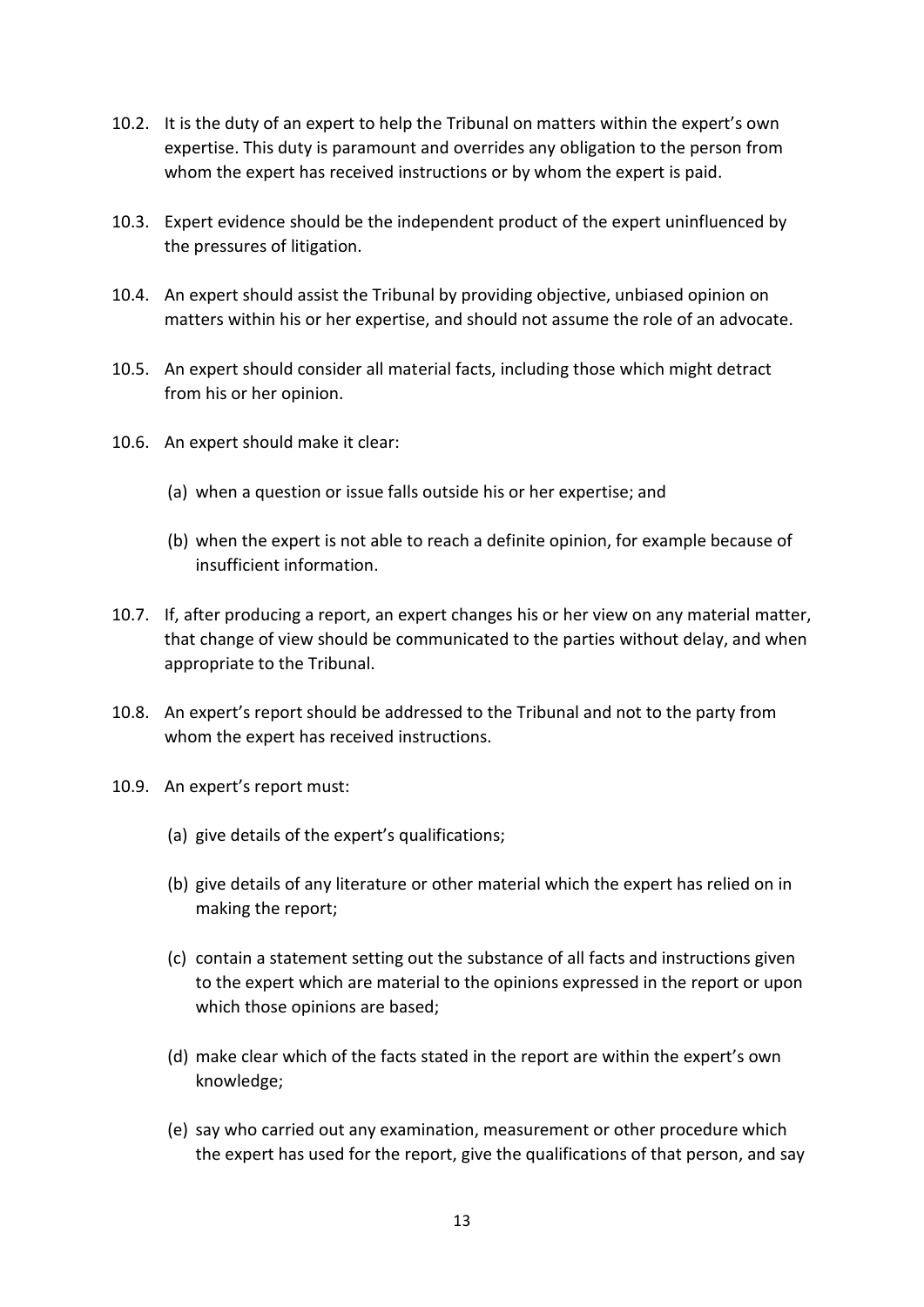10.2. It is the duty of an expert to help the Tribunal on matters within the expert's own expertise. This duty is paramount and overrides any obligation to the person from whom the expert has received instructions or by whom the expert is paid.

10.3. Expert evidence should be the independent product of the expert uninfluenced by the pressures of litigation.

10.4. An expert should assist the Tribunal by providing objective, unbiased opinion on matters within his or her expertise, and should not assume the role of an advocate.

10.5. An expert should consider all material facts, including those which might detract from his or her opinion.

10.6. An expert should make it clear:

(a) when a question or issue falls outside his or her expertise; and

(b) when the expert is not able to reach a definite opinion, for example because of insufficient information.

10.7. If, after producing a report, an expert changes his or her view on any material matter, that change of view should be communicated to the parties without delay, and when appropriate to the Tribunal.

10.8. An expert's report should be addressed to the Tribunal and not to the party from whom the expert has received instructions.

10.9. An expert's report must:

(a) give details of the expert's qualifications;

(b) give details of any literature or other material which the expert has relied on in making the report;

(c) contain a statement setting out the substance of all facts and instructions given to the expert which are material to the opinions expressed in the report or upon which those opinions are based;

(d) make clear which of the facts stated in the report are within the expert's own knowledge;

(e) say who carried out any examination, measurement or other procedure which the expert has used for the report, give the qualifications of that person, and say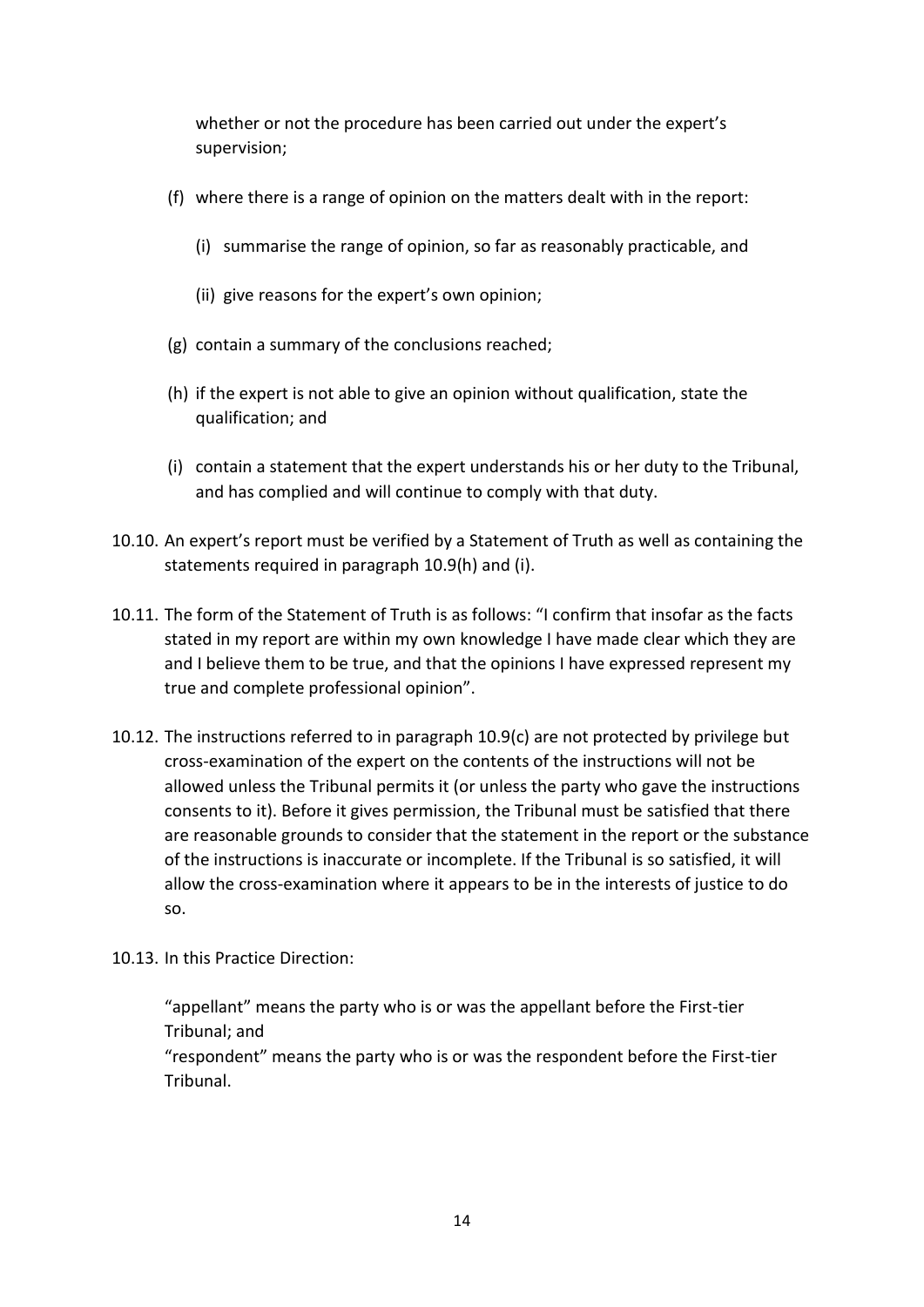whether or not the procedure has been carried out under the expert's supervision;

(f) where there is a range of opinion on the matters dealt with in the report:

(i) summarise the range of opinion, so far as reasonably practicable, and

(ii) give reasons for the expert's own opinion;

(g) contain a summary of the conclusions reached;

(h) if the expert is not able to give an opinion without qualification, state the qualification; and

(i) contain a statement that the expert understands his or her duty to the Tribunal, and has complied and will continue to comply with that duty.

10.10. An expert's report must be verified by a Statement of Truth as well as containing the statements required in paragraph 10.9(h) and (i).

10.11. The form of the Statement of Truth is as follows: "I confirm that insofar as the facts stated in my report are within my own knowledge I have made clear which they are and I believe them to be true, and that the opinions I have expressed represent my true and complete professional opinion".

10.12. The instructions referred to in paragraph 10.9(c) are not protected by privilege but cross-examination of the expert on the contents of the instructions will not be allowed unless the Tribunal permits it (or unless the party who gave the instructions consents to it). Before it gives permission, the Tribunal must be satisfied that there are reasonable grounds to consider that the statement in the report or the substance of the instructions is inaccurate or incomplete. If the Tribunal is so satisfied, it will allow the cross-examination where it appears to be in the interests of justice to do so.

10.13. In this Practice Direction:

"appellant" means the party who is or was the appellant before the First-tier Tribunal; and
"respondent" means the party who is or was the respondent before the First-tier Tribunal.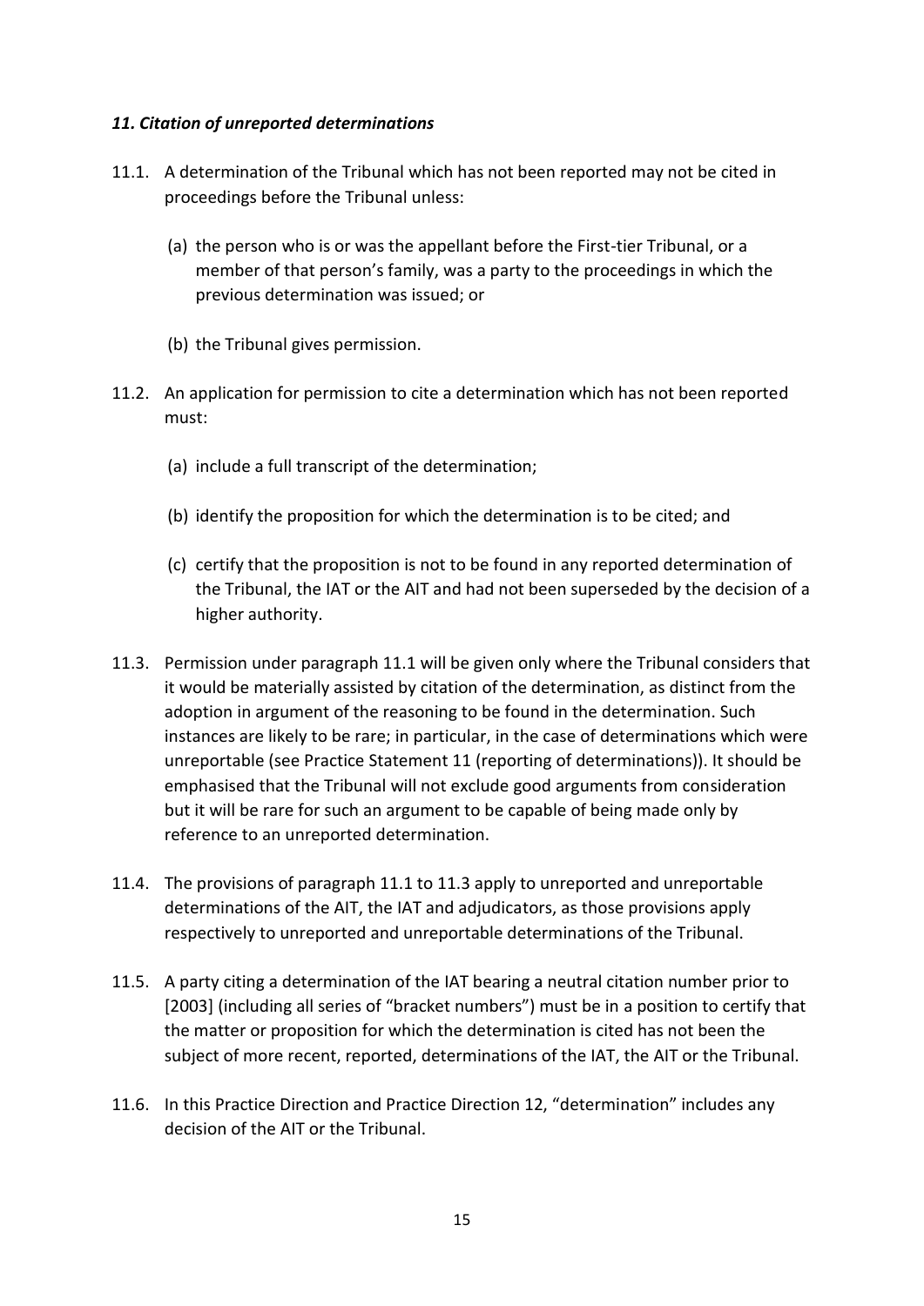### *11. Citation of unreported determinations*

11.1. A determination of the Tribunal which has not been reported may not be cited in proceedings before the Tribunal unless:

(a) the person who is or was the appellant before the First-tier Tribunal, or a member of that person's family, was a party to the proceedings in which the previous determination was issued; or

(b) the Tribunal gives permission.

11.2. An application for permission to cite a determination which has not been reported must:

(a) include a full transcript of the determination;

(b) identify the proposition for which the determination is to be cited; and

(c) certify that the proposition is not to be found in any reported determination of the Tribunal, the IAT or the AIT and had not been superseded by the decision of a higher authority.

11.3. Permission under paragraph 11.1 will be given only where the Tribunal considers that it would be materially assisted by citation of the determination, as distinct from the adoption in argument of the reasoning to be found in the determination. Such instances are likely to be rare; in particular, in the case of determinations which were unreportable (see Practice Statement 11 (reporting of determinations)). It should be emphasised that the Tribunal will not exclude good arguments from consideration but it will be rare for such an argument to be capable of being made only by reference to an unreported determination.

11.4. The provisions of paragraph 11.1 to 11.3 apply to unreported and unreportable determinations of the AIT, the IAT and adjudicators, as those provisions apply respectively to unreported and unreportable determinations of the Tribunal.

11.5. A party citing a determination of the IAT bearing a neutral citation number prior to [2003] (including all series of "bracket numbers") must be in a position to certify that the matter or proposition for which the determination is cited has not been the subject of more recent, reported, determinations of the IAT, the AIT or the Tribunal.

11.6. In this Practice Direction and Practice Direction 12, "determination" includes any decision of the AIT or the Tribunal.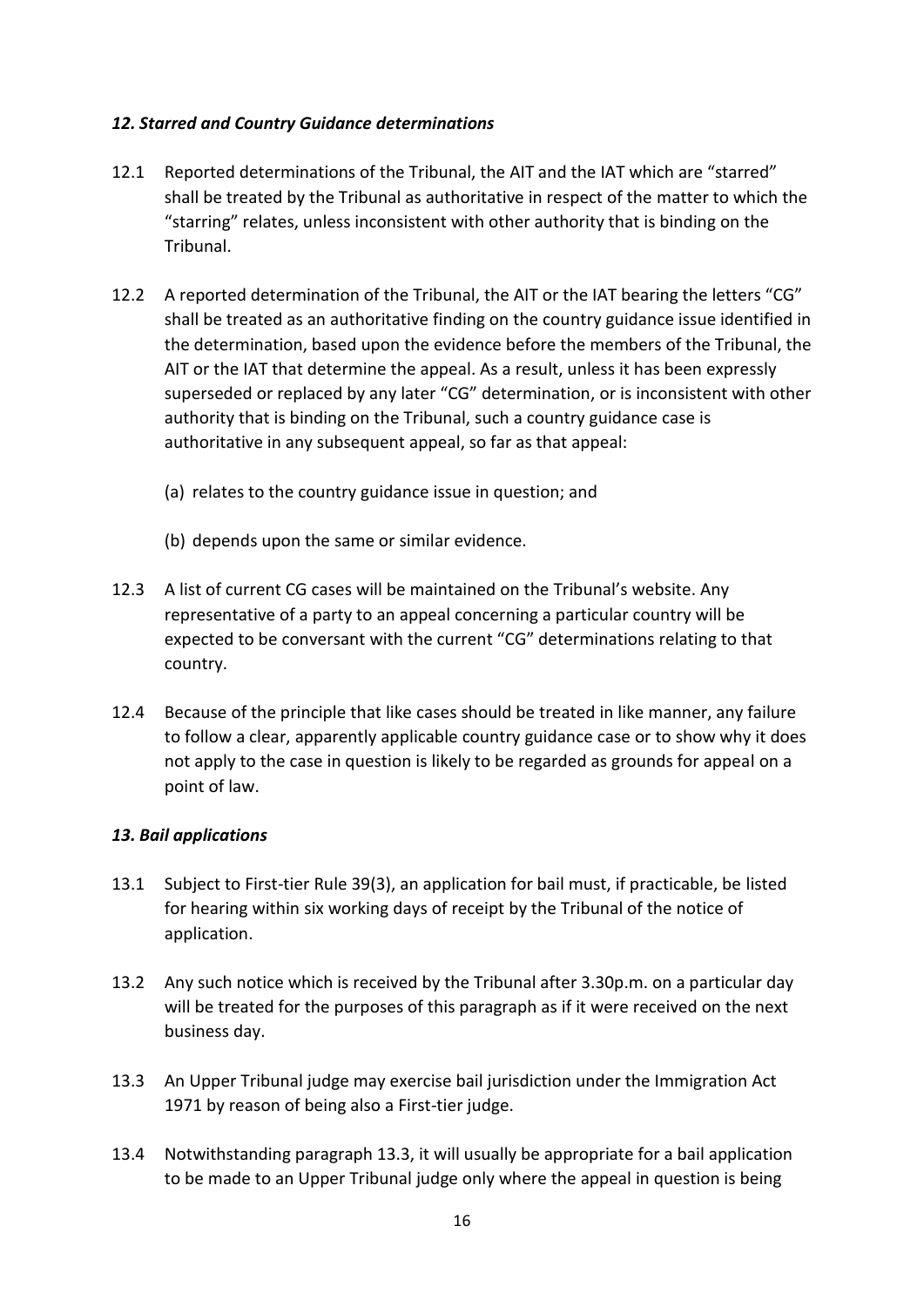### *12. Starred and Country Guidance determinations*

12.1 Reported determinations of the Tribunal, the AIT and the IAT which are "starred" shall be treated by the Tribunal as authoritative in respect of the matter to which the "starring" relates, unless inconsistent with other authority that is binding on the Tribunal.

12.2 A reported determination of the Tribunal, the AIT or the IAT bearing the letters "CG" shall be treated as an authoritative finding on the country guidance issue identified in the determination, based upon the evidence before the members of the Tribunal, the AIT or the IAT that determine the appeal. As a result, unless it has been expressly superseded or replaced by any later "CG" determination, or is inconsistent with other authority that is binding on the Tribunal, such a country guidance case is authoritative in any subsequent appeal, so far as that appeal:

(a) relates to the country guidance issue in question; and

(b) depends upon the same or similar evidence.

12.3 A list of current CG cases will be maintained on the Tribunal's website. Any representative of a party to an appeal concerning a particular country will be expected to be conversant with the current "CG" determinations relating to that country.

12.4 Because of the principle that like cases should be treated in like manner, any failure to follow a clear, apparently applicable country guidance case or to show why it does not apply to the case in question is likely to be regarded as grounds for appeal on a point of law.

### *13. Bail applications*

13.1 Subject to First-tier Rule 39(3), an application for bail must, if practicable, be listed for hearing within six working days of receipt by the Tribunal of the notice of application.

13.2 Any such notice which is received by the Tribunal after 3.30p.m. on a particular day will be treated for the purposes of this paragraph as if it were received on the next business day.

13.3 An Upper Tribunal judge may exercise bail jurisdiction under the Immigration Act 1971 by reason of being also a First-tier judge.

13.4 Notwithstanding paragraph 13.3, it will usually be appropriate for a bail application to be made to an Upper Tribunal judge only where the appeal in question is being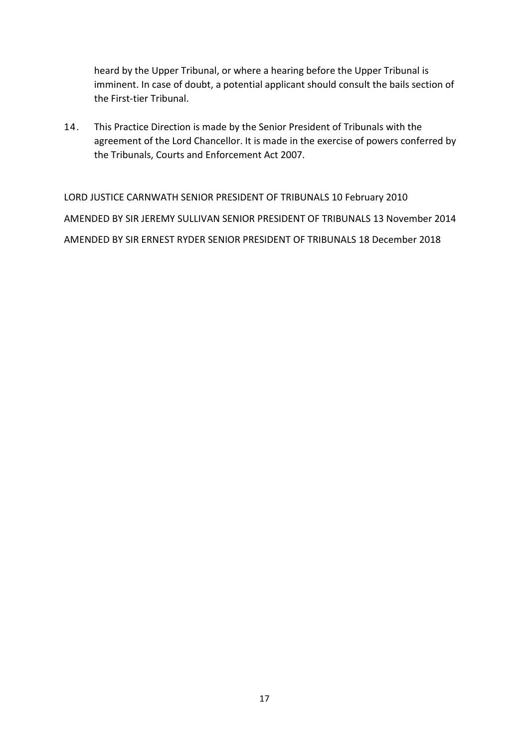heard by the Upper Tribunal, or where a hearing before the Upper Tribunal is imminent. In case of doubt, a potential applicant should consult the bails section of the First-tier Tribunal.

14. This Practice Direction is made by the Senior President of Tribunals with the agreement of the Lord Chancellor. It is made in the exercise of powers conferred by the Tribunals, Courts and Enforcement Act 2007.

LORD JUSTICE CARNWATH SENIOR PRESIDENT OF TRIBUNALS 10 February 2010

AMENDED BY SIR JEREMY SULLIVAN SENIOR PRESIDENT OF TRIBUNALS 13 November 2014

AMENDED BY SIR ERNEST RYDER SENIOR PRESIDENT OF TRIBUNALS 18 December 2018